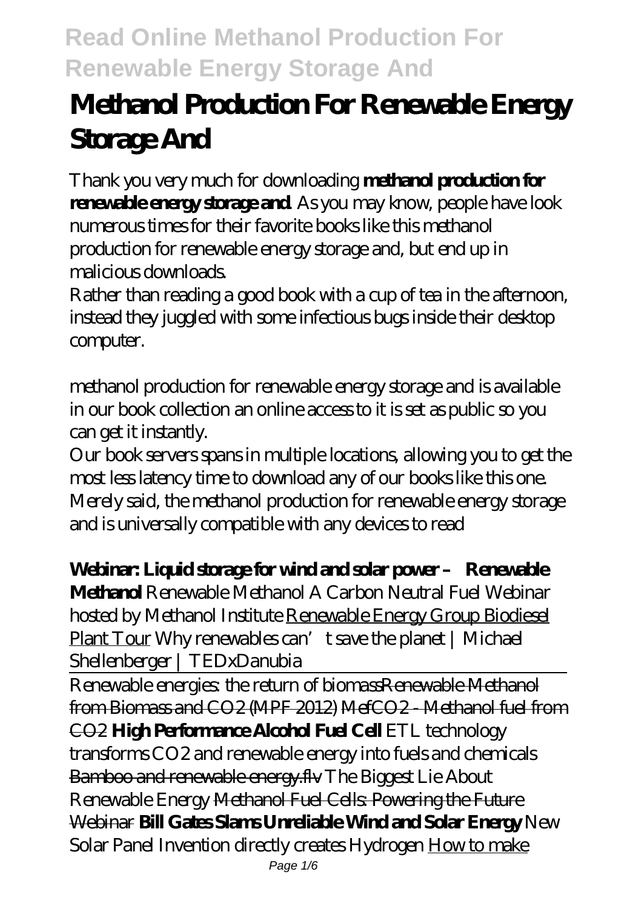# Methanol Production For Renewable Energy Storage And

Thank you very much for downloading **methanol production for renewable energy storage and**. As you may know, people have look numerous times for their favorite books like this methanol production for renewable energy storage and, but end up in malicious downloads.

Rather than reading a good book with a cup of tea in the afternoon, instead they juggled with some infectious bugs inside their desktop computer.

methanol production for renewable energy storage and is available in our book collection an online access to it is set as public so you can get it instantly.

Our book servers spans in multiple locations, allowing you to get the most less latency time to download any of our books like this one.

Merely said, the methanol production for renewable energy storage and is universally compatible with any devices to read

**Webinar: Liquid storage for wind and solar power – Renewable Methanol** *Renewable Methanol A Carbon Neutral Fuel Webinar hosted by Methanol Institute* Renewable Energy Group Biodiesel Plant Tour *Why renewables can't save the planet | Michael Shellenberger | TEDxDanubia*

Renewable energies: the return of biomassRenewable Methanol from Biomass and CO2 (MPF 2012) MefCO2 - Methanol fuel from CO2 **High Performance Alcohol Fuel Cell** *ETL technology transforms CO2 and renewable energy into fuels and chemicals* Bamboo and renewable energy.flv *The Biggest Lie About Renewable Energy* Methanol Fuel Cells: Powering the Future Webinar **Bill Gates Slams Unreliable Wind and Solar Energy** *New Solar Panel Invention directly creates Hydrogen* How to make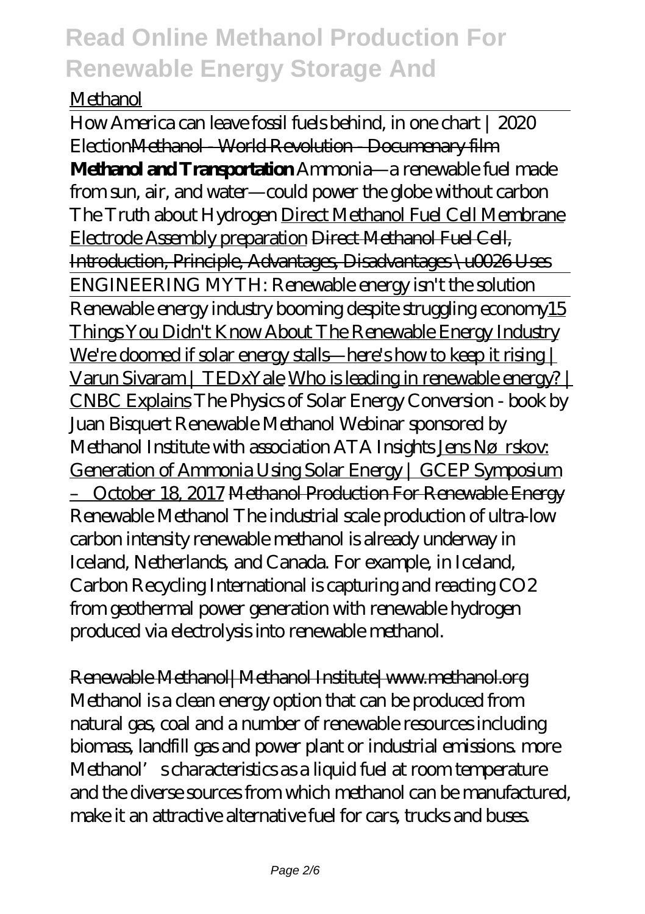Methanol

How America can leave fossil fuels behind, in one chart | 2020 Election~~Methanol - World Revolution - Documenary film~~
**Methanol and Transportation** *Ammonia—a renewable fuel made from sun, air, and water—could power the globe without carbon* *The Truth about Hydrogen* Direct Methanol Fuel Cell Membrane Electrode Assembly preparation ~~Direct Methanol Fuel Cell, Introduction, Principle, Advantages, Disadvantages \u0026 Uses~~

ENGINEERING MYTH: Renewable energy isn't the solution

Renewable energy industry booming despite struggling economy15 Things You Didn't Know About The Renewable Energy Industry We're doomed if solar energy stalls—here's how to keep it rising | Varun Sivaram | TEDxYale Who is leading in renewable energy? | CNBC Explains *The Physics of Solar Energy Conversion - book by Juan Bisquert* *Renewable Methanol Webinar sponsored by Methanol Institute with association ATA Insights* Jens Nørskov: Generation of Ammonia Using Solar Energy | GCEP Symposium – October 18, 2017 ~~Methanol Production For Renewable Energy~~
Renewable Methanol The industrial scale production of ultra-low carbon intensity renewable methanol is already underway in Iceland, Netherlands, and Canada. For example, in Iceland, Carbon Recycling International is capturing and reacting $CO_2$ from geothermal power generation with renewable hydrogen produced via electrolysis into renewable methanol.

~~Renewable Methanol|Methanol Institute|www.methanol.org~~
Methanol is a clean energy option that can be produced from natural gas, coal and a number of renewable resources including biomass, landfill gas and power plant or industrial emissions. more Methanol's characteristics as a liquid fuel at room temperature and the diverse sources from which methanol can be manufactured, make it an attractive alternative fuel for cars, trucks and buses.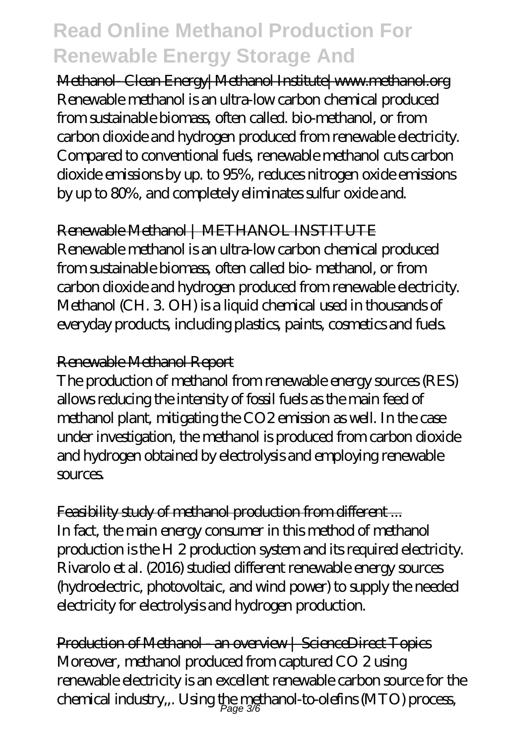Methanol- Clean Energy|Methanol Institute|www.methanol.org
Renewable methanol is an ultra-low carbon chemical produced from sustainable biomass, often called. bio-methanol, or from carbon dioxide and hydrogen produced from renewable electricity. Compared to conventional fuels, renewable methanol cuts carbon dioxide emissions by up. to 95%, reduces nitrogen oxide emissions by up to 80%, and completely eliminates sulfur oxide and.

Renewable Methanol | METHANOL INSTITUTE
Renewable methanol is an ultra-low carbon chemical produced from sustainable biomass, often called bio- methanol, or from carbon dioxide and hydrogen produced from renewable electricity. Methanol (CH. 3. OH) is a liquid chemical used in thousands of everyday products, including plastics, paints, cosmetics and fuels.

Renewable Methanol Report
The production of methanol from renewable energy sources (RES) allows reducing the intensity of fossil fuels as the main feed of methanol plant, mitigating the $CO_2$ emission as well. In the case under investigation, the methanol is produced from carbon dioxide and hydrogen obtained by electrolysis and employing renewable sources.

Feasibility study of methanol production from different ...
In fact, the main energy consumer in this method of methanol production is the $H_2$ production system and its required electricity. Rivarolo et al. (2016) studied different renewable energy sources (hydroelectric, photovoltaic, and wind power) to supply the needed electricity for electrolysis and hydrogen production.

Production of Methanol - an overview | ScienceDirect Topics
Moreover, methanol produced from captured $CO_2$ using renewable electricity is an excellent renewable carbon source for the chemical industry,,. Using the methanol-to-olefins (MTO) process,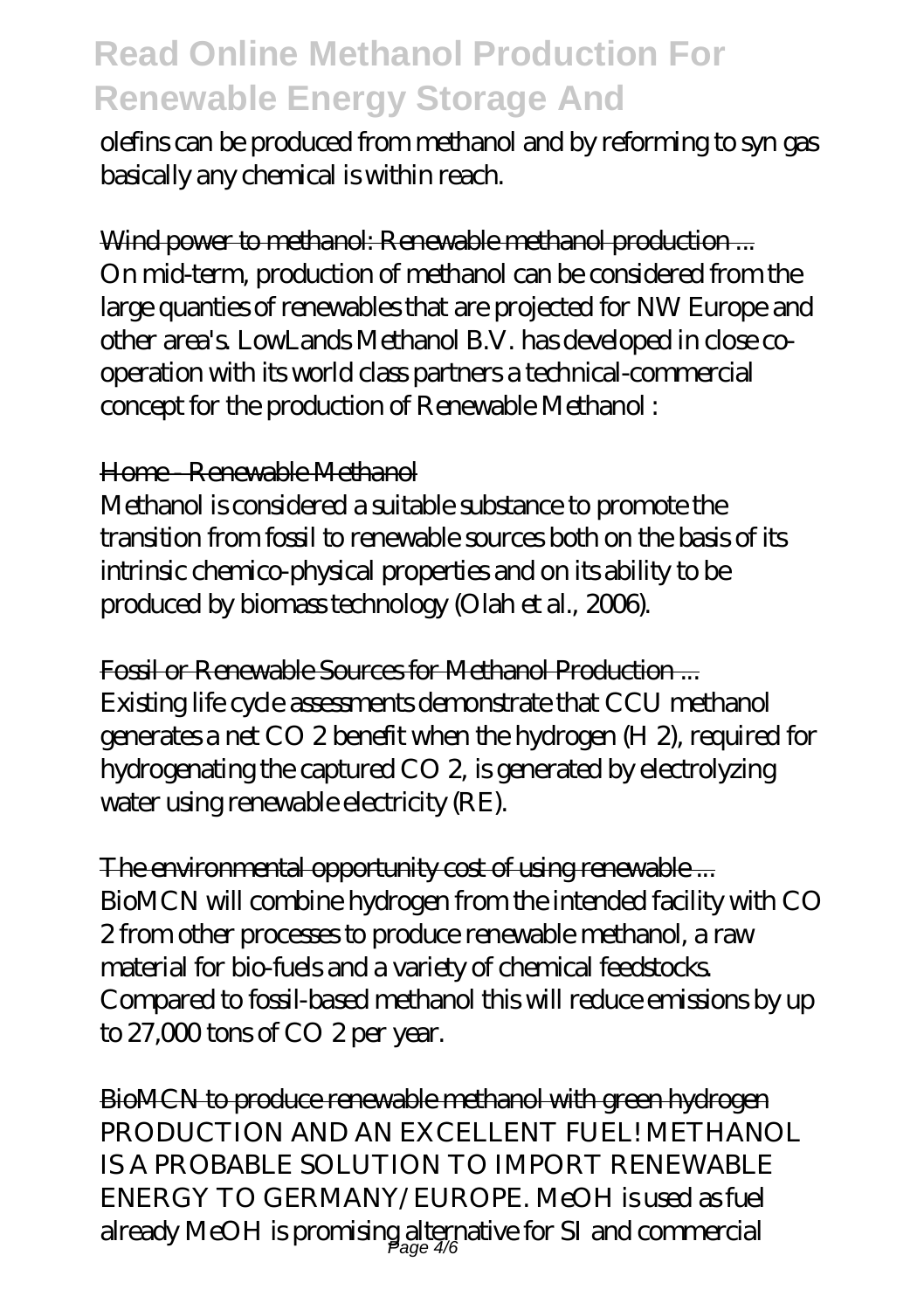olefins can be produced from methanol and by reforming to syn gas basically any chemical is within reach.

~~Wind power to methanol: Renewable methanol production ...~~
On mid-term, production of methanol can be considered from the large quanties of renewables that are projected for NW Europe and other area's. LowLands Methanol B.V. has developed in close co-operation with its world class partners a technical-commercial concept for the production of Renewable Methanol :

~~Home - Renewable Methanol~~
Methanol is considered a suitable substance to promote the transition from fossil to renewable sources both on the basis of its intrinsic chemico-physical properties and on its ability to be produced by biomass technology (Olah et al., 2006).

~~Fossil or Renewable Sources for Methanol Production ...~~
Existing life cycle assessments demonstrate that CCU methanol generates a net $CO_2$ benefit when the hydrogen ($H_2$), required for hydrogenating the captured $CO_2$, is generated by electrolyzing water using renewable electricity (RE).

~~The environmental opportunity cost of using renewable ...~~
BioMCN will combine hydrogen from the intended facility with $CO_2$ from other processes to produce renewable methanol, a raw material for bio-fuels and a variety of chemical feedstocks. Compared to fossil-based methanol this will reduce emissions by up to 27,000 tons of $CO_2$ per year.

~~BioMCN to produce renewable methanol with green hydrogen~~
PRODUCTION AND AN EXCELLENT FUEL! METHANOL IS A PROBABLE SOLUTION TO IMPORT RENEWABLE ENERGY TO GERMANY/EUROPE. MeOH is used as fuel already MeOH is promising alternative for SI and commercial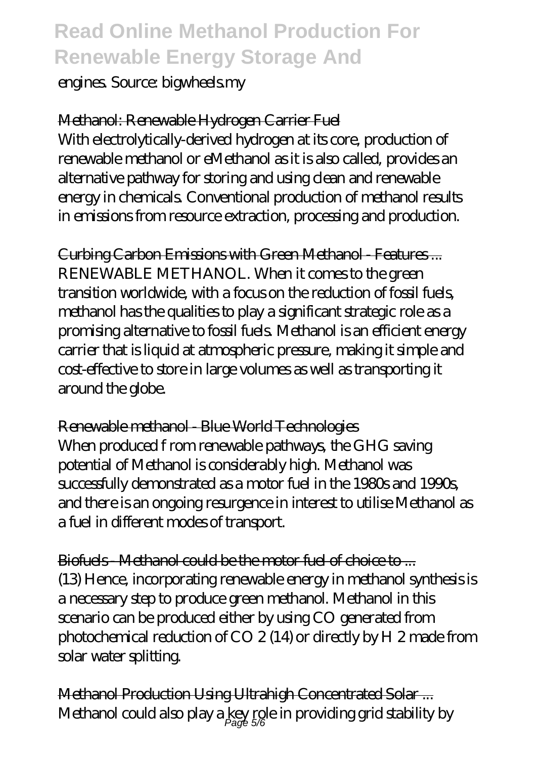engines. Source: bigwheels.my

Methanol: Renewable Hydrogen Carrier Fuel

With electrolytically-derived hydrogen at its core, production of renewable methanol or eMethanol as it is also called, provides an alternative pathway for storing and using clean and renewable energy in chemicals. Conventional production of methanol results in emissions from resource extraction, processing and production.

Curbing Carbon Emissions with Green Methanol - Features ...

RENEWABLE METHANOL. When it comes to the green transition worldwide, with a focus on the reduction of fossil fuels, methanol has the qualities to play a significant strategic role as a promising alternative to fossil fuels. Methanol is an efficient energy carrier that is liquid at atmospheric pressure, making it simple and cost-effective to store in large volumes as well as transporting it around the globe.

Renewable methanol - Blue World Technologies

When produced f rom renewable pathways, the GHG saving potential of Methanol is considerably high. Methanol was successfully demonstrated as a motor fuel in the 1980s and 1990s, and there is an ongoing resurgence in interest to utilise Methanol as a fuel in different modes of transport.

Biofuels - Methanol could be the motor fuel of choice to ...

(13) Hence, incorporating renewable energy in methanol synthesis is a necessary step to produce green methanol. Methanol in this scenario can be produced either by using CO generated from photochemical reduction of $CO_2$ (14) or directly by $H_2$ made from solar water splitting.

Methanol Production Using Ultrahigh Concentrated Solar ...

Methanol could also play a key role in providing grid stability by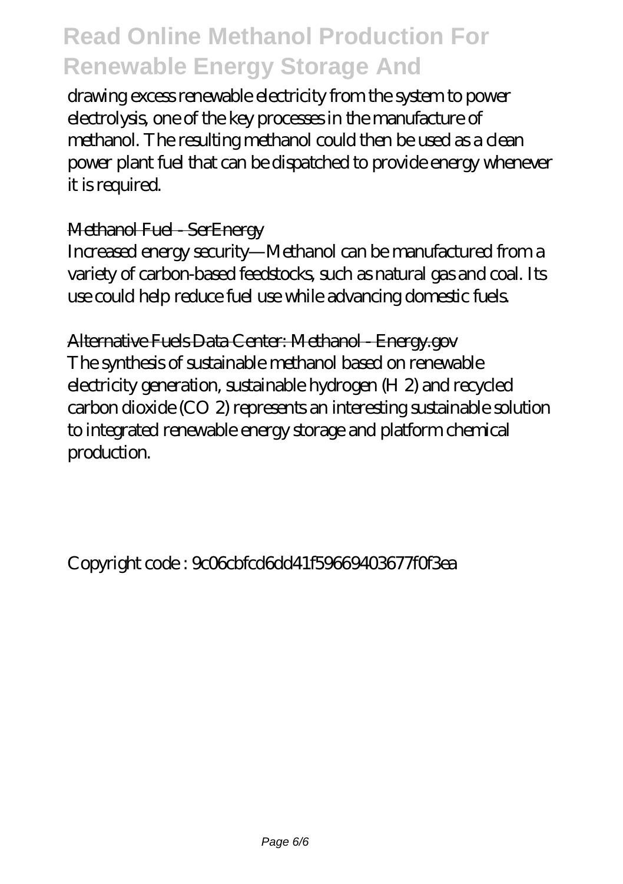drawing excess renewable electricity from the system to power electrolysis, one of the key processes in the manufacture of methanol. The resulting methanol could then be used as a clean power plant fuel that can be dispatched to provide energy whenever it is required.

Methanol Fuel - SerEnergy

Increased energy security—Methanol can be manufactured from a variety of carbon-based feedstocks, such as natural gas and coal. Its use could help reduce fuel use while advancing domestic fuels.

Alternative Fuels Data Center: Methanol - Energy.gov

The synthesis of sustainable methanol based on renewable electricity generation, sustainable hydrogen (H 2) and recycled carbon dioxide (CO 2) represents an interesting sustainable solution to integrated renewable energy storage and platform chemical production.

Copyright code : 9c06cbfcd6dd41f59669403677f0f3ea